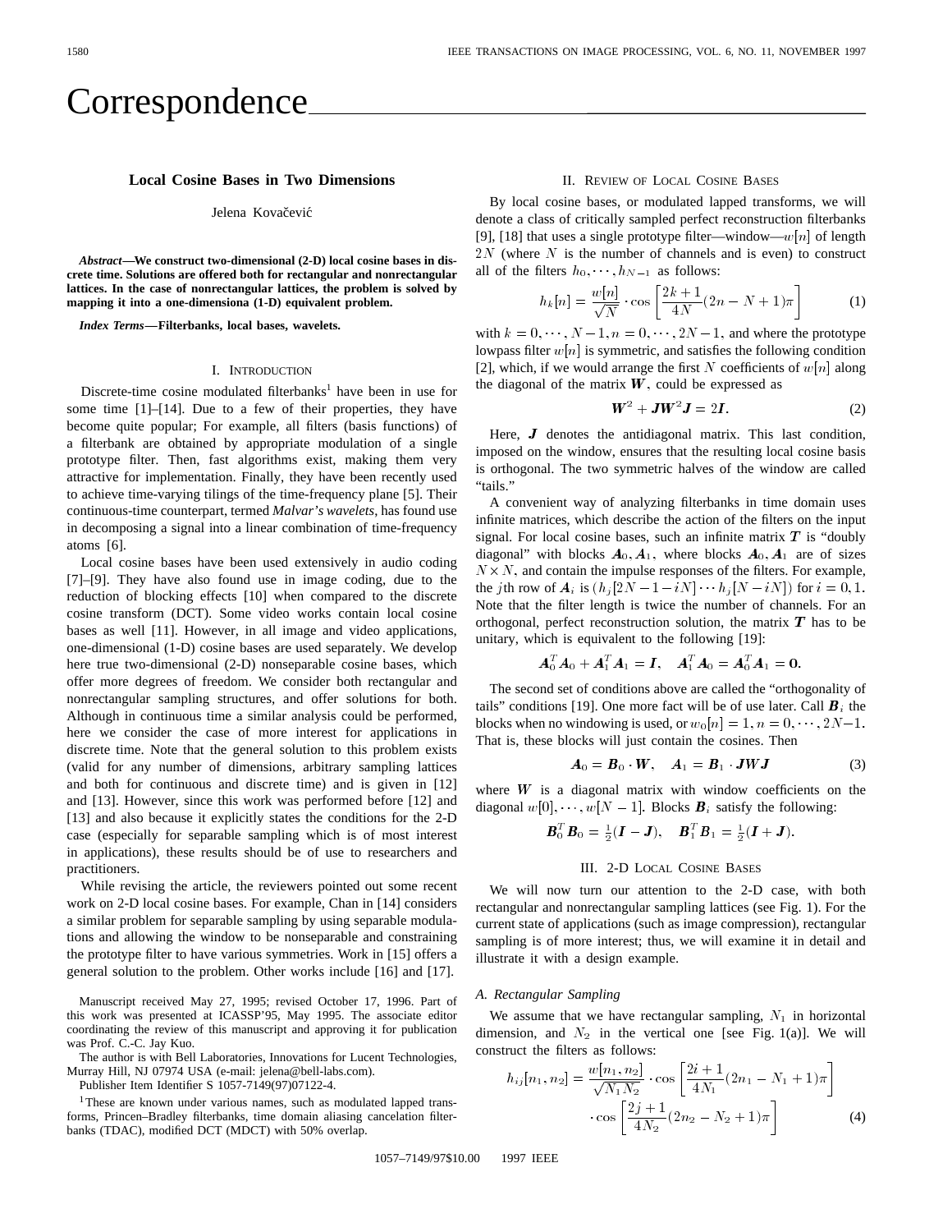# Correspondence

## Local Cosine Bases in Two Dimensions

Jelena Kovačević

***Abstract*—We construct two-dimensional (2-D) local cosine bases in discrete time. Solutions are offered both for rectangular and nonrectangular lattices. In the case of nonrectangular lattices, the problem is solved by mapping it into a one-dimensiona (1-D) equivalent problem.**

***Index Terms*—Filterbanks, local bases, wavelets.**

### I. Introduction

Discrete-time cosine modulated filterbanks[1] have been in use for some time [1]–[14]. Due to a few of their properties, they have become quite popular; For example, all filters (basis functions) of a filterbank are obtained by appropriate modulation of a single prototype filter. Then, fast algorithms exist, making them very attractive for implementation. Finally, they have been recently used to achieve time-varying tilings of the time-frequency plane [5]. Their continuous-time counterpart, termed *Malvar's wavelets*, has found use in decomposing a signal into a linear combination of time-frequency atoms [6].

Local cosine bases have been used extensively in audio coding [7]–[9]. They have also found use in image coding, due to the reduction of blocking effects [10] when compared to the discrete cosine transform (DCT). Some video works contain local cosine bases as well [11]. However, in all image and video applications, one-dimensional (1-D) cosine bases are used separately. We develop here true two-dimensional (2-D) nonseparable cosine bases, which offer more degrees of freedom. We consider both rectangular and nonrectangular sampling structures, and offer solutions for both. Although in continuous time a similar analysis could be performed, here we consider the case of more interest for applications in discrete time. Note that the general solution to this problem exists (valid for any number of dimensions, arbitrary sampling lattices and both for continuous and discrete time) and is given in [12] and [13]. However, since this work was performed before [12] and [13] and also because it explicitly states the conditions for the 2-D case (especially for separable sampling which is of most interest in applications), these results should be of use to researchers and practitioners.

While revising the article, the reviewers pointed out some recent work on 2-D local cosine bases. For example, Chan in [14] considers a similar problem for separable sampling by using separable modulations and allowing the window to be nonseparable and constraining the prototype filter to have various symmetries. Work in [15] offers a general solution to the problem. Other works include [16] and [17].

Manuscript received May 27, 1995; revised October 17, 1996. Part of this work was presented at ICASSP'95, May 1995. The associate editor coordinating the review of this manuscript and approving it for publication was Prof. C.-C. Jay Kuo.

The author is with Bell Laboratories, Innovations for Lucent Technologies, Murray Hill, NJ 07974 USA (e-mail: jelena@bell-labs.com).

Publisher Item Identifier S 1057-7149(97)07122-4.

[1]These are known under various names, such as modulated lapped transforms, Princen–Bradley filterbanks, time domain aliasing cancelation filterbanks (TDAC), modified DCT (MDCT) with 50% overlap.

### II. Review of Local Cosine Bases

By local cosine bases, or modulated lapped transforms, we will denote a class of critically sampled perfect reconstruction filterbanks [9], [18] that uses a single prototype filter—window—$w[n]$ of length $2N$ (where $N$ is the number of channels and is even) to construct all of the filters $h_0, \cdots, h_{N-1}$ as follows:

$$h_k[n] = \frac{w[n]}{\sqrt{N}} \cdot \cos\left[\frac{2k+1}{4N}(2n - N + 1)\pi\right] \tag{1}$$

with $k = 0, \cdots, N-1, n = 0, \cdots, 2N-1$, and where the prototype lowpass filter $w[n]$ is symmetric, and satisfies the following condition [2], which, if we would arrange the first $N$ coefficients of $w[n]$ along the diagonal of the matrix $\boldsymbol{W}$, could be expressed as

$$\boldsymbol{W}^2 + \boldsymbol{J}\boldsymbol{W}^2\boldsymbol{J} = 2\boldsymbol{I}. \tag{2}$$

Here, $\boldsymbol{J}$ denotes the antidiagonal matrix. This last condition, imposed on the window, ensures that the resulting local cosine basis is orthogonal. The two symmetric halves of the window are called "tails."

A convenient way of analyzing filterbanks in time domain uses infinite matrices, which describe the action of the filters on the input signal. For local cosine bases, such an infinite matrix $\boldsymbol{T}$ is "doubly diagonal" with blocks $\boldsymbol{A}_0, \boldsymbol{A}_1$, where blocks $\boldsymbol{A}_0, \boldsymbol{A}_1$ are of sizes $N \times N$, and contain the impulse responses of the filters. For example, the $j$th row of $\boldsymbol{A}_i$ is $(h_j[2N-1-iN] \cdots h_j[N-iN])$ for $i = 0, 1$. Note that the filter length is twice the number of channels. For an orthogonal, perfect reconstruction solution, the matrix $\boldsymbol{T}$ has to be unitary, which is equivalent to the following [19]:

$$\boldsymbol{A}_0^T\boldsymbol{A}_0 + \boldsymbol{A}_1^T\boldsymbol{A}_1 = \boldsymbol{I}, \quad \boldsymbol{A}_1^T\boldsymbol{A}_0 = \boldsymbol{A}_0^T\boldsymbol{A}_1 = \boldsymbol{0}.$$

The second set of conditions above are called the "orthogonality of tails" conditions [19]. One more fact will be of use later. Call $\boldsymbol{B}_i$ the blocks when no windowing is used, or $w_0[n] = 1, n = 0, \cdots, 2N-1$. That is, these blocks will just contain the cosines. Then

$$\boldsymbol{A}_0 = \boldsymbol{B}_0 \cdot \boldsymbol{W}, \quad \boldsymbol{A}_1 = \boldsymbol{B}_1 \cdot \boldsymbol{J}\boldsymbol{W}\boldsymbol{J} \tag{3}$$

where $\boldsymbol{W}$ is a diagonal matrix with window coefficients on the diagonal $w[0], \cdots, w[N-1]$. Blocks $\boldsymbol{B}_i$ satisfy the following:

$$\boldsymbol{B}_0^T\boldsymbol{B}_0 = \tfrac{1}{2}(\boldsymbol{I} - \boldsymbol{J}), \quad \boldsymbol{B}_1^T B_1 = \tfrac{1}{2}(\boldsymbol{I} + \boldsymbol{J}).$$

### III. 2-D Local Cosine Bases

We will now turn our attention to the 2-D case, with both rectangular and nonrectangular sampling lattices (see Fig. 1). For the current state of applications (such as image compression), rectangular sampling is of more interest; thus, we will examine it in detail and illustrate it with a design example.

#### A. Rectangular Sampling

We assume that we have rectangular sampling, $N_1$ in horizontal dimension, and $N_2$ in the vertical one [see Fig. 1(a)]. We will construct the filters as follows:

$$h_{ij}[n_1, n_2] = \frac{w[n_1, n_2]}{\sqrt{N_1 N_2}} \cdot \cos\left[\frac{2i+1}{4N_1}(2n_1 - N_1 + 1)\pi\right] \cdot \cos\left[\frac{2j+1}{4N_2}(2n_2 - N_2 + 1)\pi\right] \tag{4}$$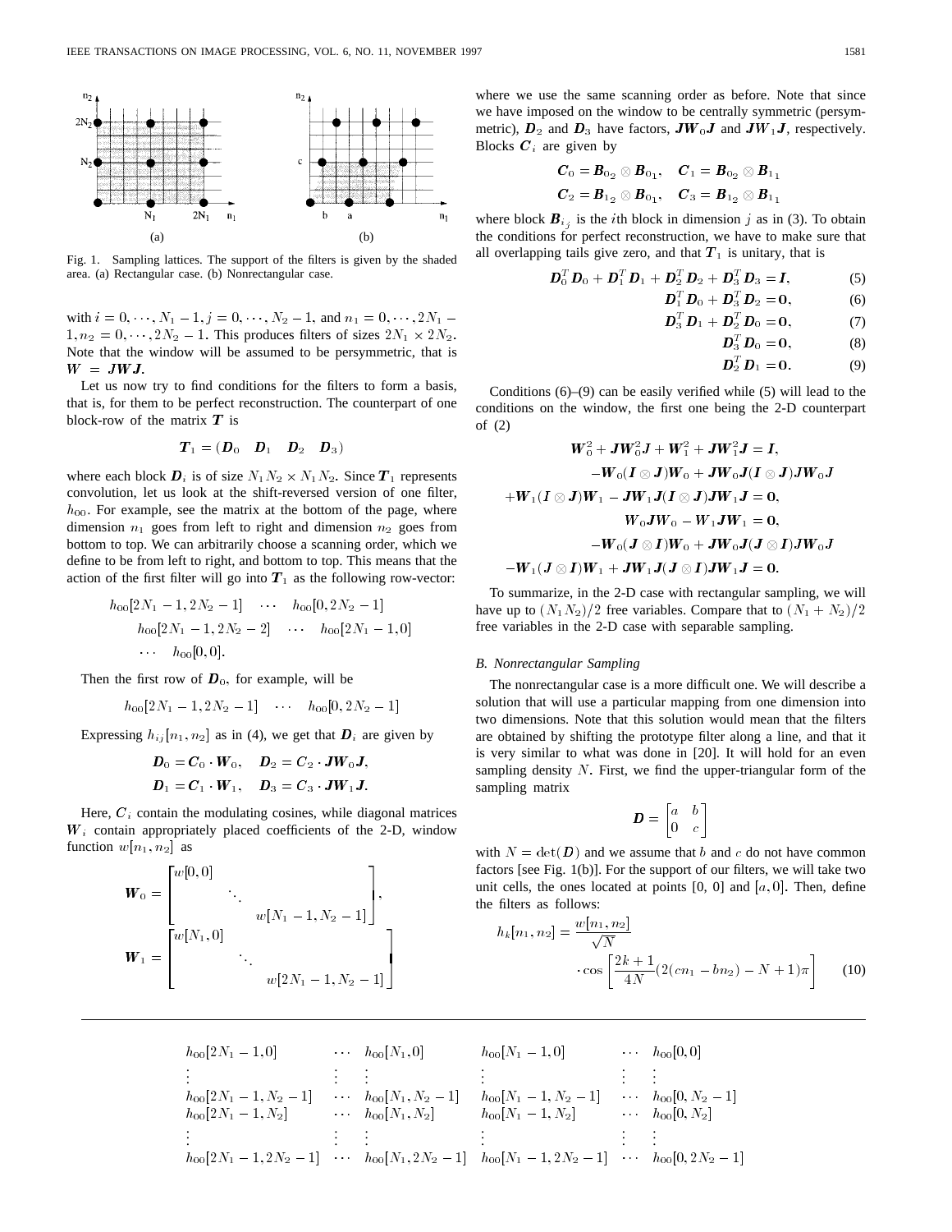Fig. 1. Sampling lattices. The support of the filters is given by the shaded area. (a) Rectangular case. (b) Nonrectangular case.

with $i = 0, \cdots, N_1 - 1, j = 0, \cdots, N_2 - 1$, and $n_1 = 0, \cdots, 2N_1 - 1, n_2 = 0, \cdots, 2N_2 - 1$. This produces filters of sizes $2N_1 \times 2N_2$. Note that the window will be assumed to be persymmetric, that is $\boldsymbol{W} = \boldsymbol{JWJ}$.

Let us now try to find conditions for the filters to form a basis, that is, for them to be perfect reconstruction. The counterpart of one block-row of the matrix $\boldsymbol{T}$ is

$$\boldsymbol{T}_1 = (\boldsymbol{D}_0 \quad \boldsymbol{D}_1 \quad \boldsymbol{D}_2 \quad \boldsymbol{D}_3)$$

where each block $\boldsymbol{D}_i$ is of size $N_1N_2 \times N_1N_2$. Since $\boldsymbol{T}_1$ represents convolution, let us look at the shift-reversed version of one filter, $h_{00}$. For example, see the matrix at the bottom of the page, where dimension $n_1$ goes from left to right and dimension $n_2$ goes from bottom to top. We can arbitrarily choose a scanning order, which we define to be from left to right, and bottom to top. This means that the action of the first filter will go into $\boldsymbol{T}_1$ as the following row-vector:

$$\begin{aligned} &h_{00}[2N_1 - 1, 2N_2 - 1] \quad \cdots \quad h_{00}[0, 2N_2 - 1] \\ &\quad h_{00}[2N_1 - 1, 2N_2 - 2] \quad \cdots \quad h_{00}[2N_1 - 1, 0] \\ &\quad \cdots \quad h_{00}[0, 0]. \end{aligned}$$

Then the first row of $\boldsymbol{D}_0$, for example, will be

$$h_{00}[2N_1 - 1, 2N_2 - 1] \quad \cdots \quad h_{00}[0, 2N_2 - 1]$$

Expressing $h_{ij}[n_1, n_2]$ as in (4), we get that $\boldsymbol{D}_i$ are given by

$$\begin{aligned} \boldsymbol{D}_0 &= \boldsymbol{C}_0 \cdot \boldsymbol{W}_0, \quad \boldsymbol{D}_2 = \boldsymbol{C}_2 \cdot \boldsymbol{JW}_0\boldsymbol{J}, \\ \boldsymbol{D}_1 &= \boldsymbol{C}_1 \cdot \boldsymbol{W}_1, \quad \boldsymbol{D}_3 = \boldsymbol{C}_3 \cdot \boldsymbol{JW}_1\boldsymbol{J}. \end{aligned}$$

Here, $\boldsymbol{C}_i$ contain the modulating cosines, while diagonal matrices $\boldsymbol{W}_i$ contain appropriately placed coefficients of the 2-D, window function $w[n_1, n_2]$ as

$$\boldsymbol{W}_0 = \begin{bmatrix} w[0,0] & & \\ & \ddots & \\ & & w[N_1 - 1, N_2 - 1] \end{bmatrix},$$

$$\boldsymbol{W}_1 = \begin{bmatrix} w[N_1, 0] & & \\ & \ddots & \\ & & w[2N_1 - 1, N_2 - 1] \end{bmatrix}$$

where we use the same scanning order as before. Note that since we have imposed on the window to be centrally symmetric (persymmetric), $\boldsymbol{D}_2$ and $\boldsymbol{D}_3$ have factors, $\boldsymbol{JW}_0\boldsymbol{J}$ and $\boldsymbol{JW}_1\boldsymbol{J}$, respectively. Blocks $\boldsymbol{C}_i$ are given by

$$\begin{aligned} \boldsymbol{C}_0 &= \boldsymbol{B}_{0_2} \otimes \boldsymbol{B}_{0_1}, \quad \boldsymbol{C}_1 = \boldsymbol{B}_{0_2} \otimes \boldsymbol{B}_{1_1} \\ \boldsymbol{C}_2 &= \boldsymbol{B}_{1_2} \otimes \boldsymbol{B}_{0_1}, \quad \boldsymbol{C}_3 = \boldsymbol{B}_{1_2} \otimes \boldsymbol{B}_{1_1} \end{aligned}$$

where block $\boldsymbol{B}_{i_j}$ is the $i$th block in dimension $j$ as in (3). To obtain the conditions for perfect reconstruction, we have to make sure that all overlapping tails give zero, and that $\boldsymbol{T}_1$ is unitary, that is

$$\boldsymbol{D}_0^T\boldsymbol{D}_0 + \boldsymbol{D}_1^T\boldsymbol{D}_1 + \boldsymbol{D}_2^T\boldsymbol{D}_2 + \boldsymbol{D}_3^T\boldsymbol{D}_3 = \boldsymbol{I}, \tag{5}$$

$$\boldsymbol{D}_1^T\boldsymbol{D}_0 + \boldsymbol{D}_3^T\boldsymbol{D}_2 = \boldsymbol{0}, \tag{6}$$

$$\boldsymbol{D}_3^T\boldsymbol{D}_1 + \boldsymbol{D}_2^T\boldsymbol{D}_0 = \boldsymbol{0}, \tag{7}$$

$$\boldsymbol{D}_3^T\boldsymbol{D}_0 = \boldsymbol{0}, \tag{8}$$

$$\boldsymbol{D}_2^T\boldsymbol{D}_1 = \boldsymbol{0}. \tag{9}$$

Conditions (6)–(9) can be easily verified while (5) will lead to the conditions on the window, the first one being the 2-D counterpart of (2)

$$\begin{aligned} &\boldsymbol{W}_0^2 + \boldsymbol{JW}_0^2\boldsymbol{J} + \boldsymbol{W}_1^2 + \boldsymbol{JW}_1^2\boldsymbol{J} = \boldsymbol{I}, \\ &-\boldsymbol{W}_0(\boldsymbol{I} \otimes \boldsymbol{J})\boldsymbol{W}_0 + \boldsymbol{JW}_0\boldsymbol{J}(\boldsymbol{I} \otimes \boldsymbol{J})\boldsymbol{JW}_0\boldsymbol{J} \\ &+\boldsymbol{W}_1(\boldsymbol{I} \otimes \boldsymbol{J})\boldsymbol{W}_1 - \boldsymbol{JW}_1\boldsymbol{J}(\boldsymbol{I} \otimes \boldsymbol{J})\boldsymbol{JW}_1\boldsymbol{J} = \boldsymbol{0}, \\ &W_0\boldsymbol{J}W_0 - \boldsymbol{W}_1\boldsymbol{JW}_1 = \boldsymbol{0}, \\ &-\boldsymbol{W}_0(\boldsymbol{J} \otimes \boldsymbol{I})\boldsymbol{W}_0 + \boldsymbol{JW}_0\boldsymbol{J}(\boldsymbol{J} \otimes \boldsymbol{I})\boldsymbol{JW}_0\boldsymbol{J} \\ &-\boldsymbol{W}_1(\boldsymbol{J} \otimes \boldsymbol{I})\boldsymbol{W}_1 + \boldsymbol{JW}_1\boldsymbol{J}(\boldsymbol{J} \otimes \boldsymbol{I})\boldsymbol{JW}_1\boldsymbol{J} = \boldsymbol{0}. \end{aligned}$$

To summarize, in the 2-D case with rectangular sampling, we will have up to $(N_1N_2)/2$ free variables. Compare that to $(N_1 + N_2)/2$ free variables in the 2-D case with separable sampling.

### *B. Nonrectangular Sampling*

The nonrectangular case is a more difficult one. We will describe a solution that will use a particular mapping from one dimension into two dimensions. Note that this solution would mean that the filters are obtained by shifting the prototype filter along a line, and that it is very similar to what was done in [20]. It will hold for an even sampling density $N$. First, we find the upper-triangular form of the sampling matrix

$$\boldsymbol{D} = \begin{bmatrix} a & b \\ 0 & c \end{bmatrix}$$

with $N = \det(\boldsymbol{D})$ and we assume that $b$ and $c$ do not have common factors [see Fig. 1(b)]. For the support of our filters, we will take two unit cells, the ones located at points [0, 0] and $[a, 0]$. Then, define the filters as follows:

$$h_k[n_1, n_2] = \frac{w[n_1, n_2]}{\sqrt{N}} \cdot \cos\left[\frac{2k+1}{4N}(2(cn_1 - bn_2) - N + 1)\pi\right] \tag{10}$$

$$\begin{matrix} h_{00}[2N_1 - 1, 0] & \cdots & h_{00}[N_1, 0] & h_{00}[N_1 - 1, 0] & \cdots & h_{00}[0, 0] \\ \vdots & \vdots & \vdots & \vdots & \vdots & \vdots \\ h_{00}[2N_1 - 1, N_2 - 1] & \cdots & h_{00}[N_1, N_2 - 1] & h_{00}[N_1 - 1, N_2 - 1] & \cdots & h_{00}[0, N_2 - 1] \\ h_{00}[2N_1 - 1, N_2] & \cdots & h_{00}[N_1, N_2] & h_{00}[N_1 - 1, N_2] & \cdots & h_{00}[0, N_2] \\ \vdots & \vdots & \vdots & \vdots & \vdots & \vdots \\ h_{00}[2N_1 - 1, 2N_2 - 1] & \cdots & h_{00}[N_1, 2N_2 - 1] & h_{00}[N_1 - 1, 2N_2 - 1] & \cdots & h_{00}[0, 2N_2 - 1] \end{matrix}$$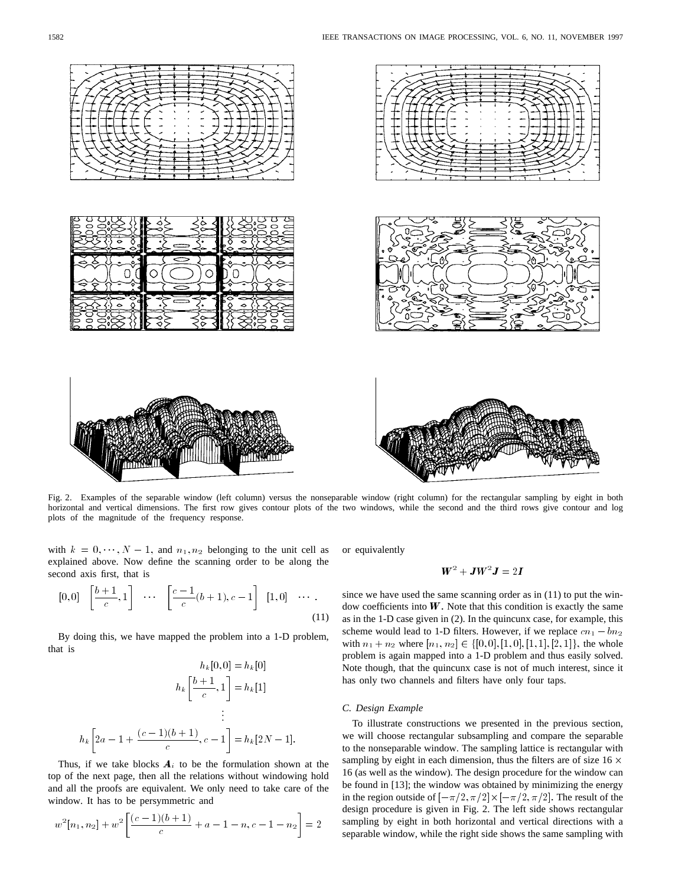Fig. 2. Examples of the separable window (left column) versus the nonseparable window (right column) for the rectangular sampling by eight in both horizontal and vertical dimensions. The first row gives contour plots of the two windows, while the second and the third rows give contour and log plots of the magnitude of the frequency response.

with $k = 0, \cdots, N-1$, and $n_1, n_2$ belonging to the unit cell as explained above. Now define the scanning order to be along the second axis first, that is

$$[0,0] \quad \left[\frac{b+1}{c}, 1\right] \quad \cdots \quad \left[\frac{c-1}{c}(b+1), c-1\right] \quad [1,0] \quad \cdots . \tag{11}$$

By doing this, we have mapped the problem into a 1-D problem, that is

$$h_k[0,0] = h_k[0]$$

$$h_k\left[\frac{b+1}{c}, 1\right] = h_k[1]$$

$$\vdots$$

$$h_k\left[2a - 1 + \frac{(c-1)(b+1)}{c}, c-1\right] = h_k[2N-1].$$

Thus, if we take blocks $\boldsymbol{A}_i$ to be the formulation shown at the top of the next page, then all the relations without windowing hold and all the proofs are equivalent. We only need to take care of the window. It has to be persymmetric and

$$w^2[n_1, n_2] + w^2\left[\frac{(c-1)(b+1)}{c} + a - 1 - n, c - 1 - n_2\right] = 2$$

or equivalently

$$\boldsymbol{W}^2 + \boldsymbol{J}\boldsymbol{W}^2\boldsymbol{J} = 2\boldsymbol{I}$$

since we have used the same scanning order as in (11) to put the window coefficients into $\boldsymbol{W}$. Note that this condition is exactly the same as in the 1-D case given in (2). In the quincunx case, for example, this scheme would lead to 1-D filters. However, if we replace $cn_1 - bn_2$ with $n_1 + n_2$ where $[n_1, n_2] \in \{[0,0], [1,0], [1,1], [2,1]\}$, the whole problem is again mapped into a 1-D problem and thus easily solved. Note though, that the quincunx case is not of much interest, since it has only two channels and filters have only four taps.

### C. Design Example

To illustrate constructions we presented in the previous section, we will choose rectangular subsampling and compare the separable to the nonseparable window. The sampling lattice is rectangular with sampling by eight in each dimension, thus the filters are of size $16 \times 16$ (as well as the window). The design procedure for the window can be found in [13]; the window was obtained by minimizing the energy in the region outside of $[-\pi/2, \pi/2] \times [-\pi/2, \pi/2]$. The result of the design procedure is given in Fig. 2. The left side shows rectangular sampling by eight in both horizontal and vertical directions with a separable window, while the right side shows the same sampling with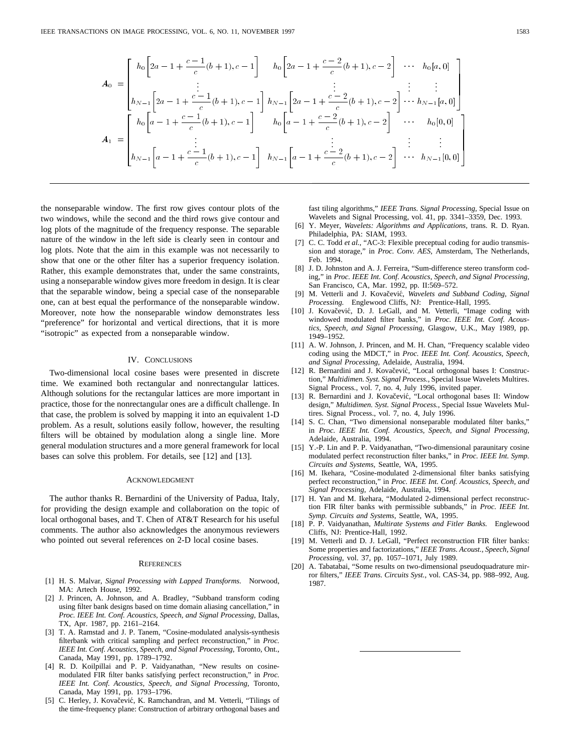$$
\boldsymbol{A}_0 = \begin{bmatrix} h_0\left[2a-1+\frac{c-1}{c}(b+1), c-1\right] & h_0\left[2a-1+\frac{c-2}{c}(b+1), c-2\right] & \cdots & h_0[a,0] \\ \vdots & \vdots & \vdots & \vdots \\ h_{N-1}\left[2a-1+\frac{c-1}{c}(b+1), c-1\right] & h_{N-1}\left[2a-1+\frac{c-2}{c}(b+1), c-2\right] & \cdots & h_{N-1}[a,0] \end{bmatrix}
$$

$$
\boldsymbol{A}_1 = \begin{bmatrix} h_0\left[a-1+\frac{c-1}{c}(b+1), c-1\right] & h_0\left[a-1+\frac{c-2}{c}(b+1), c-2\right] & \cdots & h_0[0,0] \\ \vdots & \vdots & \vdots & \vdots \\ h_{N-1}\left[a-1+\frac{c-1}{c}(b+1), c-1\right] & h_{N-1}\left[a-1+\frac{c-2}{c}(b+1), c-2\right] & \cdots & h_{N-1}[0,0] \end{bmatrix}
$$

the nonseparable window. The first row gives contour plots of the two windows, while the second and the third rows give contour and log plots of the magnitude of the frequency response. The separable nature of the window in the left side is clearly seen in contour and log plots. Note that the aim in this example was not necessarily to show that one or the other filter has a superior frequency isolation. Rather, this example demonstrates that, under the same constraints, using a nonseparable window gives more freedom in design. It is clear that the separable window, being a special case of the nonseparable one, can at best equal the performance of the nonseparable window. Moreover, note how the nonseparable window demonstrates less "preference" for horizontal and vertical directions, that it is more "isotropic" as expected from a nonseparable window.

## IV. Conclusions

Two-dimensional local cosine bases were presented in discrete time. We examined both rectangular and nonrectangular lattices. Although solutions for the rectangular lattices are more important in practice, those for the nonrectangular ones are a difficult challenge. In that case, the problem is solved by mapping it into an equivalent 1-D problem. As a result, solutions easily follow, however, the resulting filters will be obtained by modulation along a single line. More general modulation structures and a more general framework for local bases can solve this problem. For details, see [12] and [13].

## Acknowledgment

The author thanks R. Bernardini of the University of Padua, Italy, for providing the design example and collaboration on the topic of local orthogonal bases, and T. Chen of AT&T Research for his useful comments. The author also acknowledges the anonymous reviewers who pointed out several references on 2-D local cosine bases.

## References

[1] H. S. Malvar, *Signal Processing with Lapped Transforms.* Norwood, MA: Artech House, 1992.

[2] J. Princen, A. Johnson, and A. Bradley, "Subband transform coding using filter bank designs based on time domain aliasing cancellation," in *Proc. IEEE Int. Conf. Acoustics, Speech, and Signal Processing*, Dallas, TX, Apr. 1987, pp. 2161–2164.

[3] T. A. Ramstad and J. P. Tanem, "Cosine-modulated analysis-synthesis filterbank with critical sampling and perfect reconstruction," in *Proc. IEEE Int. Conf. Acoustics, Speech, and Signal Processing*, Toronto, Ont., Canada, May 1991, pp. 1789–1792.

[4] R. D. Koilpillai and P. P. Vaidyanathan, "New results on cosine-modulated FIR filter banks satisfying perfect reconstruction," in *Proc. IEEE Int. Conf. Acoustics, Speech, and Signal Processing*, Toronto, Canada, May 1991, pp. 1793–1796.

[5] C. Herley, J. Kovačević, K. Ramchandran, and M. Vetterli, "Tilings of the time-frequency plane: Construction of arbitrary orthogonal bases and fast tiling algorithms," *IEEE Trans. Signal Processing*, Special Issue on Wavelets and Signal Processing, vol. 41, pp. 3341–3359, Dec. 1993.

[6] Y. Meyer, *Wavelets: Algorithms and Applications*, trans. R. D. Ryan. Philadelphia, PA: SIAM, 1993.

[7] C. C. Todd *et al.*, "AC-3: Flexible preceptual coding for audio transmission and storage," in *Proc. Conv. AES*, Amsterdam, The Netherlands, Feb. 1994.

[8] J. D. Johnston and A. J. Ferreira, "Sum-difference stereo transform coding," in *Proc. IEEE Int. Conf. Acoustics, Speech, and Signal Processing*, San Francisco, CA, Mar. 1992, pp. II:569–572.

[9] M. Vetterli and J. Kovačević, *Wavelets and Subband Coding, Signal Processing.* Englewood Cliffs, NJ: Prentice-Hall, 1995.

[10] J. Kovačević, D. J. LeGall, and M. Vetterli, "Image coding with windowed modulated filter banks," in *Proc. IEEE Int. Conf. Acoustics, Speech, and Signal Processing*, Glasgow, U.K., May 1989, pp. 1949–1952.

[11] A. W. Johnson, J. Princen, and M. H. Chan, "Frequency scalable video coding using the MDCT," in *Proc. IEEE Int. Conf. Acoustics, Speech, and Signal Processing*, Adelaide, Australia, 1994.

[12] R. Bernardini and J. Kovačević, "Local orthogonal bases I: Construction," *Multidimen. Syst. Signal Process.*, Special Issue Wavelets Multires. Signal Process., vol. 7, no. 4, July 1996, invited paper.

[13] R. Bernardini and J. Kovačević, "Local orthogonal bases II: Window design," *Multidimen. Syst. Signal Process.*, Special Issue Wavelets Multires. Signal Process., vol. 7, no. 4, July 1996.

[14] S. C. Chan, "Two dimensional nonseparable modulated filter banks," in *Proc. IEEE Int. Conf. Acoustics, Speech, and Signal Processing*, Adelaide, Australia, 1994.

[15] Y.-P. Lin and P. P. Vaidyanathan, "Two-dimensional paraunitary cosine modulated perfect reconstruction filter banks," in *Proc. IEEE Int. Symp. Circuits and Systems*, Seattle, WA, 1995.

[16] M. Ikehara, "Cosine-modulated 2-dimensional filter banks satisfying perfect reconstruction," in *Proc. IEEE Int. Conf. Acoustics, Speech, and Signal Processing*, Adelaide, Australia, 1994.

[17] H. Yan and M. Ikehara, "Modulated 2-dimensional perfect reconstruction FIR filter banks with permissible subbands," in *Proc. IEEE Int. Symp. Circuits and Systems*, Seattle, WA, 1995.

[18] P. P. Vaidyanathan, *Multirate Systems and Fitler Banks.* Englewood Cliffs, NJ: Prentice-Hall, 1992.

[19] M. Vetterli and D. J. LeGall, "Perfect reconstruction FIR filter banks: Some properties and factorizations," *IEEE Trans. Acoust., Speech, Signal Processing*, vol. 37, pp. 1057–1071, July 1989.

[20] A. Tabatabai, "Some results on two-dimensional pseudoquadrature mirror filters," *IEEE Trans. Circuits Syst.*, vol. CAS-34, pp. 988–992, Aug. 1987.